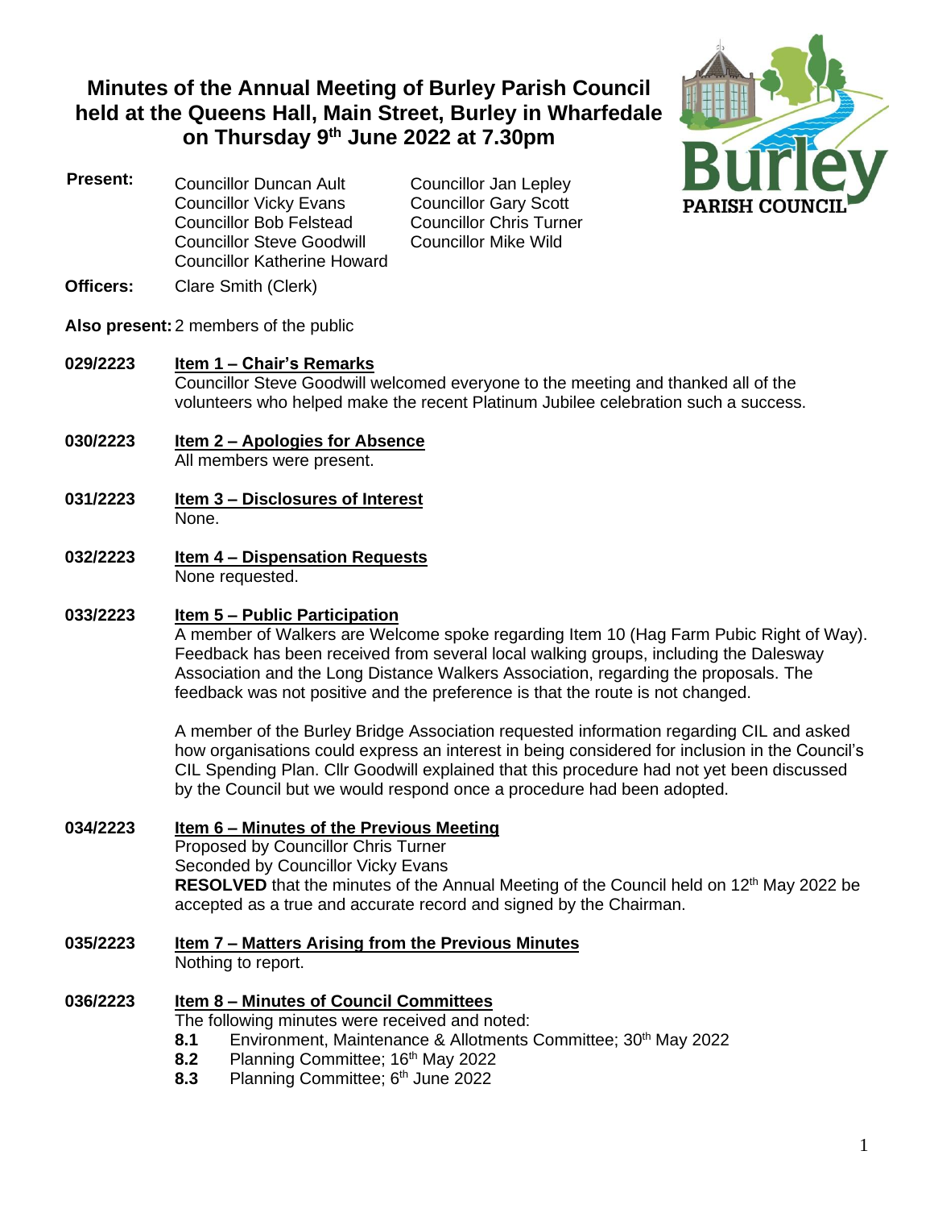# Minutes of the Annual Meeting of Burley Parish Council held at the Queens Hall, Main Street, Burley in Wharfedale on Thursday 9th June 2022 at 7.30pm

**Present:**
Councillor Duncan Ault
Councillor Vicky Evans
Councillor Bob Felstead
Councillor Steve Goodwill
Councillor Katherine Howard
Councillor Jan Lepley
Councillor Gary Scott
Councillor Chris Turner
Councillor Mike Wild

**Officers:** Clare Smith (Clerk)

**Also present:** 2 members of the public

**029/2223** **Item 1 – Chair's Remarks**
Councillor Steve Goodwill welcomed everyone to the meeting and thanked all of the volunteers who helped make the recent Platinum Jubilee celebration such a success.

**030/2223** **Item 2 – Apologies for Absence**
All members were present.

**031/2223** **Item 3 – Disclosures of Interest**
None.

**032/2223** **Item 4 – Dispensation Requests**
None requested.

**033/2223** **Item 5 – Public Participation**
A member of Walkers are Welcome spoke regarding Item 10 (Hag Farm Pubic Right of Way). Feedback has been received from several local walking groups, including the Dalesway Association and the Long Distance Walkers Association, regarding the proposals. The feedback was not positive and the preference is that the route is not changed.

A member of the Burley Bridge Association requested information regarding CIL and asked how organisations could express an interest in being considered for inclusion in the Council's CIL Spending Plan. Cllr Goodwill explained that this procedure had not yet been discussed by the Council but we would respond once a procedure had been adopted.

**034/2223** **Item 6 – Minutes of the Previous Meeting**
Proposed by Councillor Chris Turner
Seconded by Councillor Vicky Evans
**RESOLVED** that the minutes of the Annual Meeting of the Council held on 12th May 2022 be accepted as a true and accurate record and signed by the Chairman.

**035/2223** **Item 7 – Matters Arising from the Previous Minutes**
Nothing to report.

**036/2223** **Item 8 – Minutes of Council Committees**
The following minutes were received and noted:

- **8.1** Environment, Maintenance & Allotments Committee; 30th May 2022
- **8.2** Planning Committee; 16th May 2022
- **8.3** Planning Committee; 6th June 2022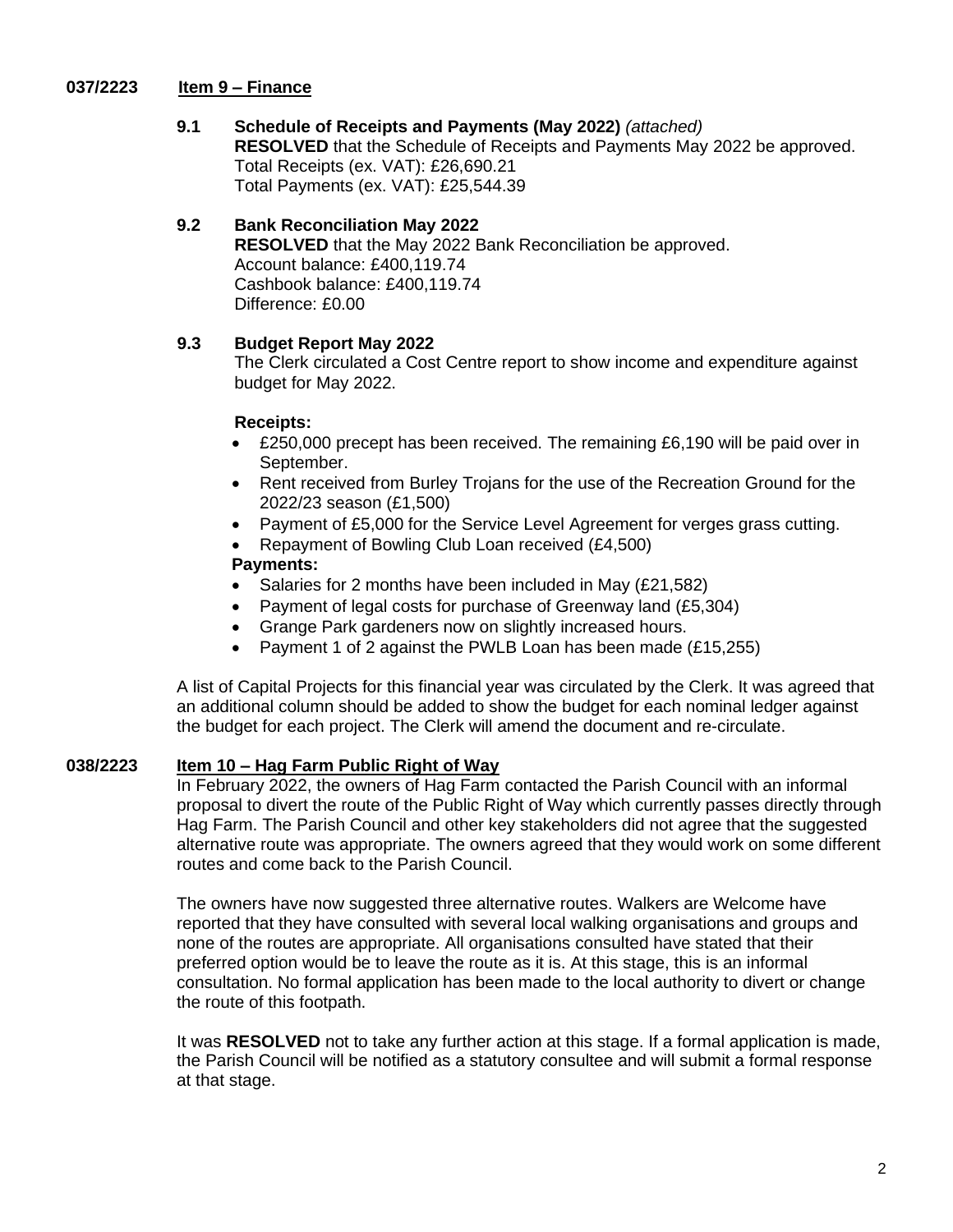**037/2223 Item 9 – Finance**

**9.1 Schedule of Receipts and Payments (May 2022)** *(attached)*

**RESOLVED** that the Schedule of Receipts and Payments May 2022 be approved.
Total Receipts (ex. VAT): £26,690.21
Total Payments (ex. VAT): £25,544.39

**9.2 Bank Reconciliation May 2022**

**RESOLVED** that the May 2022 Bank Reconciliation be approved.
Account balance: £400,119.74
Cashbook balance: £400,119.74
Difference: £0.00

**9.3 Budget Report May 2022**

The Clerk circulated a Cost Centre report to show income and expenditure against budget for May 2022.

**Receipts:**

- £250,000 precept has been received. The remaining £6,190 will be paid over in September.
- Rent received from Burley Trojans for the use of the Recreation Ground for the 2022/23 season (£1,500)
- Payment of £5,000 for the Service Level Agreement for verges grass cutting.
- Repayment of Bowling Club Loan received (£4,500)

**Payments:**

- Salaries for 2 months have been included in May (£21,582)
- Payment of legal costs for purchase of Greenway land (£5,304)
- Grange Park gardeners now on slightly increased hours.
- Payment 1 of 2 against the PWLB Loan has been made (£15,255)

A list of Capital Projects for this financial year was circulated by the Clerk. It was agreed that an additional column should be added to show the budget for each nominal ledger against the budget for each project. The Clerk will amend the document and re-circulate.

**038/2223 Item 10 – Hag Farm Public Right of Way**

In February 2022, the owners of Hag Farm contacted the Parish Council with an informal proposal to divert the route of the Public Right of Way which currently passes directly through Hag Farm. The Parish Council and other key stakeholders did not agree that the suggested alternative route was appropriate. The owners agreed that they would work on some different routes and come back to the Parish Council.

The owners have now suggested three alternative routes. Walkers are Welcome have reported that they have consulted with several local walking organisations and groups and none of the routes are appropriate. All organisations consulted have stated that their preferred option would be to leave the route as it is. At this stage, this is an informal consultation. No formal application has been made to the local authority to divert or change the route of this footpath.

It was **RESOLVED** not to take any further action at this stage. If a formal application is made, the Parish Council will be notified as a statutory consultee and will submit a formal response at that stage.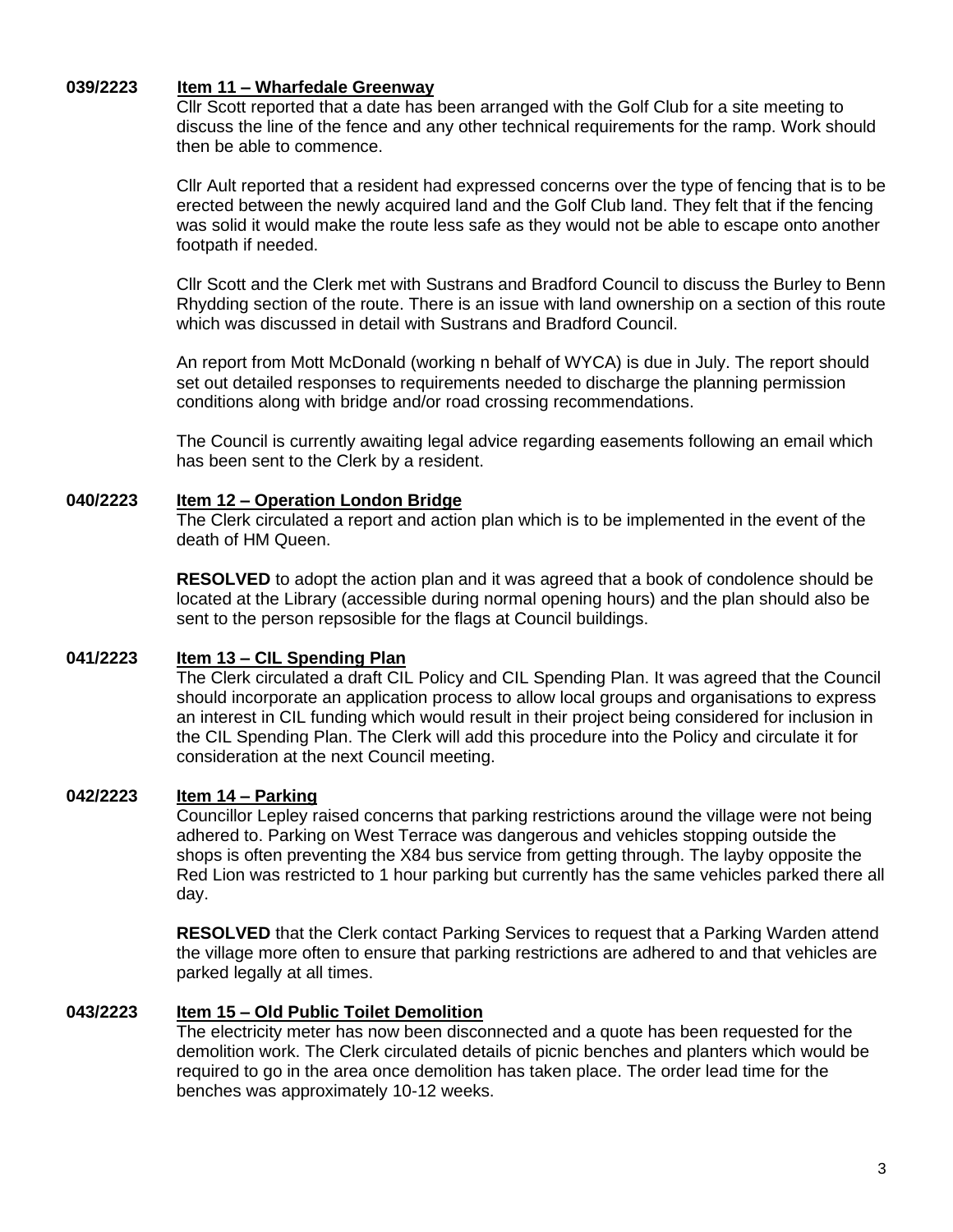**039/2223** **Item 11 – Wharfedale Greenway**

Cllr Scott reported that a date has been arranged with the Golf Club for a site meeting to discuss the line of the fence and any other technical requirements for the ramp. Work should then be able to commence.

Cllr Ault reported that a resident had expressed concerns over the type of fencing that is to be erected between the newly acquired land and the Golf Club land. They felt that if the fencing was solid it would make the route less safe as they would not be able to escape onto another footpath if needed.

Cllr Scott and the Clerk met with Sustrans and Bradford Council to discuss the Burley to Benn Rhydding section of the route. There is an issue with land ownership on a section of this route which was discussed in detail with Sustrans and Bradford Council.

An report from Mott McDonald (working n behalf of WYCA) is due in July. The report should set out detailed responses to requirements needed to discharge the planning permission conditions along with bridge and/or road crossing recommendations.

The Council is currently awaiting legal advice regarding easements following an email which has been sent to the Clerk by a resident.

**040/2223** **Item 12 – Operation London Bridge**

The Clerk circulated a report and action plan which is to be implemented in the event of the death of HM Queen.

**RESOLVED** to adopt the action plan and it was agreed that a book of condolence should be located at the Library (accessible during normal opening hours) and the plan should also be sent to the person repsosible for the flags at Council buildings.

**041/2223** **Item 13 – CIL Spending Plan**

The Clerk circulated a draft CIL Policy and CIL Spending Plan. It was agreed that the Council should incorporate an application process to allow local groups and organisations to express an interest in CIL funding which would result in their project being considered for inclusion in the CIL Spending Plan. The Clerk will add this procedure into the Policy and circulate it for consideration at the next Council meeting.

**042/2223** **Item 14 – Parking**

Councillor Lepley raised concerns that parking restrictions around the village were not being adhered to. Parking on West Terrace was dangerous and vehicles stopping outside the shops is often preventing the X84 bus service from getting through. The layby opposite the Red Lion was restricted to 1 hour parking but currently has the same vehicles parked there all day.

**RESOLVED** that the Clerk contact Parking Services to request that a Parking Warden attend the village more often to ensure that parking restrictions are adhered to and that vehicles are parked legally at all times.

**043/2223** **Item 15 – Old Public Toilet Demolition**

The electricity meter has now been disconnected and a quote has been requested for the demolition work. The Clerk circulated details of picnic benches and planters which would be required to go in the area once demolition has taken place. The order lead time for the benches was approximately 10-12 weeks.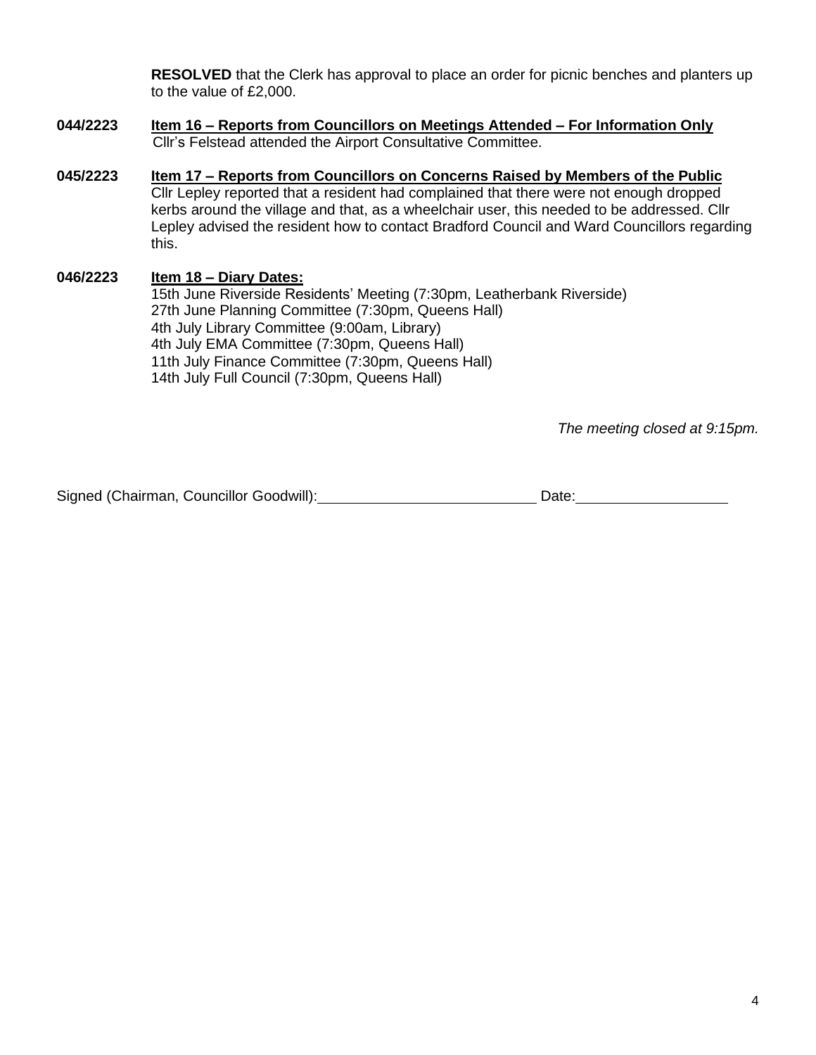**RESOLVED** that the Clerk has approval to place an order for picnic benches and planters up to the value of £2,000.

**044/2223** **Item 16 – Reports from Councillors on Meetings Attended – For Information Only**

Cllr's Felstead attended the Airport Consultative Committee.

**045/2223** **Item 17 – Reports from Councillors on Concerns Raised by Members of the Public**

Cllr Lepley reported that a resident had complained that there were not enough dropped kerbs around the village and that, as a wheelchair user, this needed to be addressed. Cllr Lepley advised the resident how to contact Bradford Council and Ward Councillors regarding this.

**046/2223** **Item 18 – Diary Dates:**

15th June Riverside Residents' Meeting (7:30pm, Leatherbank Riverside)
27th June Planning Committee (7:30pm, Queens Hall)
4th July Library Committee (9:00am, Library)
4th July EMA Committee (7:30pm, Queens Hall)
11th July Finance Committee (7:30pm, Queens Hall)
14th July Full Council (7:30pm, Queens Hall)

*The meeting closed at 9:15pm.*

Signed (Chairman, Councillor Goodwill):\_\_\_\_\_\_\_\_\_\_\_\_\_\_\_\_\_\_\_\_\_\_\_\_\_\_ Date:\_\_\_\_\_\_\_\_\_\_\_\_\_\_\_\_\_\_